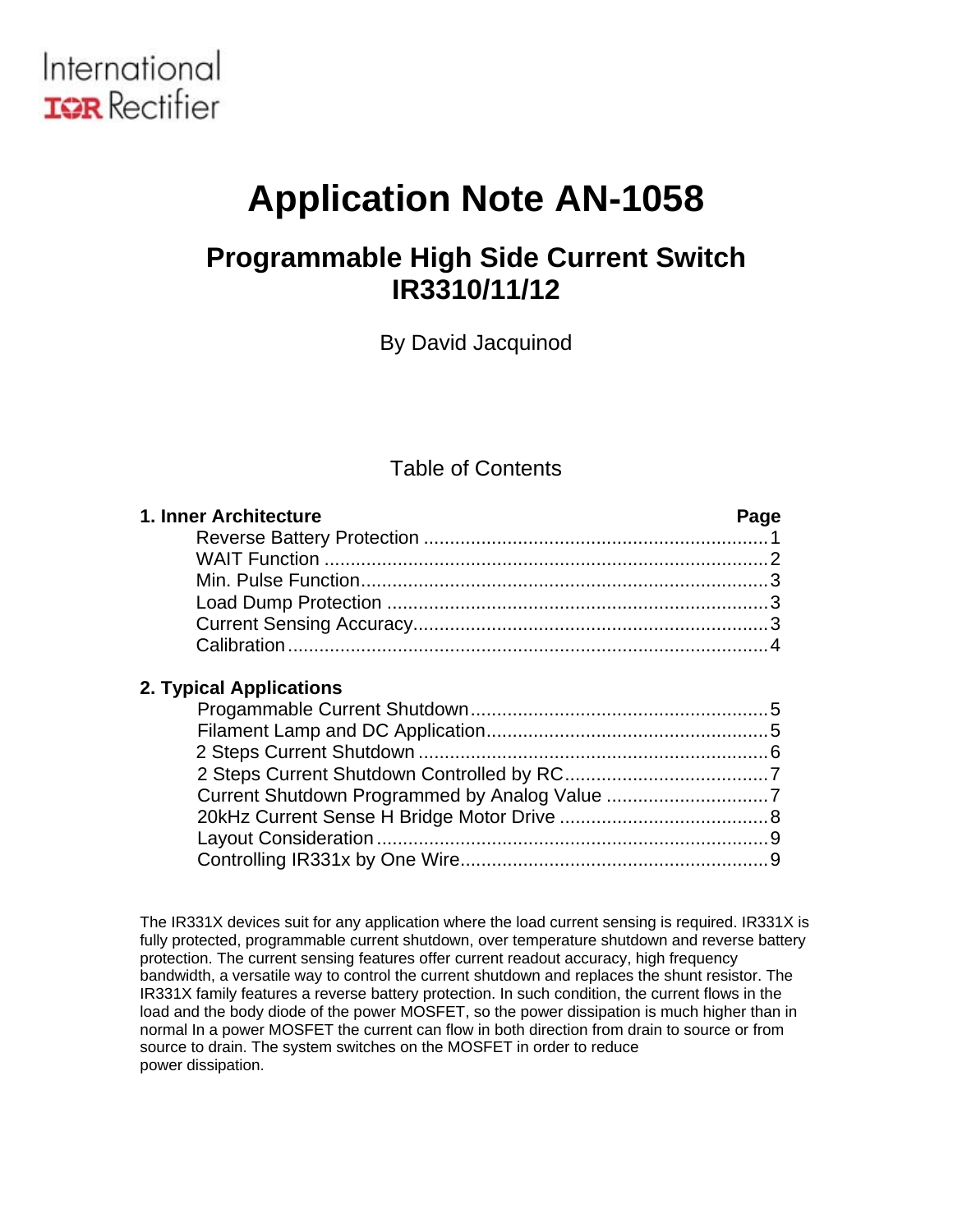International Rectifier

# Application Note AN-1058

## Programmable High Side Current Switch IR3310/11/12

By David Jacquinod

### Table of Contents

| **1. Inner Architecture** | **Page** |
|---|---|
| Reverse Battery Protection | 1 |
| WAIT Function | 2 |
| Min. Pulse Function | 3 |
| Load Dump Protection | 3 |
| Current Sensing Accuracy | 3 |
| Calibration | 4 |
| **2. Typical Applications** | |
| Progammable Current Shutdown | 5 |
| Filament Lamp and DC Application | 5 |
| 2 Steps Current Shutdown | 6 |
| 2 Steps Current Shutdown Controlled by RC | 7 |
| Current Shutdown Programmed by Analog Value | 7 |
| 20kHz Current Sense H Bridge Motor Drive | 8 |
| Layout Consideration | 9 |
| Controlling IR331x by One Wire | 9 |

The IR331X devices suit for any application where the load current sensing is required. IR331X is fully protected, programmable current shutdown, over temperature shutdown and reverse battery protection. The current sensing features offer current readout accuracy, high frequency bandwidth, a versatile way to control the current shutdown and replaces the shunt resistor. The IR331X family features a reverse battery protection. In such condition, the current flows in the load and the body diode of the power MOSFET, so the power dissipation is much higher than in normal In a power MOSFET the current can flow in both direction from drain to source or from source to drain. The system switches on the MOSFET in order to reduce power dissipation.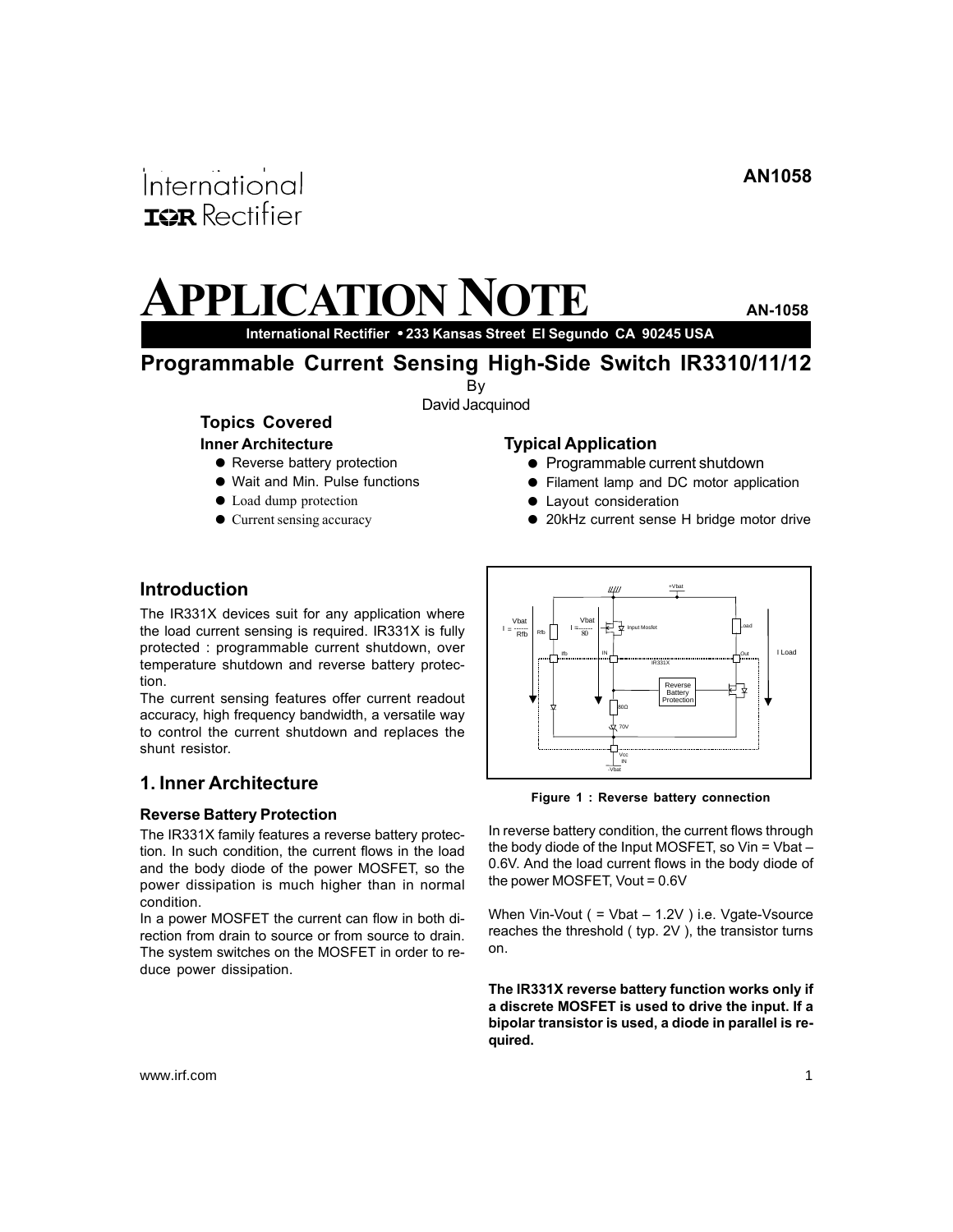International
IOR Rectifier

AN1058

# APPLICATION NOTE

AN-1058

International Rectifier • 233 Kansas Street El Segundo CA 90245 USA

## Programmable Current Sensing High-Side Switch IR3310/11/12

By
David Jacquinod

### Topics Covered

**Inner Architecture**

- Reverse battery protection
- Wait and Min. Pulse functions
- Load dump protection
- Current sensing accuracy

**Typical Application**

- Programmable current shutdown
- Filament lamp and DC motor application
- Layout consideration
- 20kHz current sense H bridge motor drive

## Introduction

The IR331X devices suit for any application where the load current sensing is required. IR331X is fully protected : programmable current shutdown, over temperature shutdown and reverse battery protection.

The current sensing features offer current readout accuracy, high frequency bandwidth, a versatile way to control the current shutdown and replaces the shunt resistor.

## 1. Inner Architecture

### Reverse Battery Protection

The IR331X family features a reverse battery protection. In such condition, the current flows in the load and the body diode of the power MOSFET, so the power dissipation is much higher than in normal condition.

In a power MOSFET the current can flow in both direction from drain to source or from source to drain. The system switches on the MOSFET in order to reduce power dissipation.

**Figure 1 : Reverse battery connection**

In reverse battery condition, the current flows through the body diode of the Input MOSFET, so Vin = Vbat – 0.6V. And the load current flows in the body diode of the power MOSFET, Vout = 0.6V

When Vin-Vout ( = Vbat – 1.2V ) i.e. Vgate-Vsource reaches the threshold ( typ. 2V ), the transistor turns on.

**The IR331X reverse battery function works only if a discrete MOSFET is used to drive the input. If a bipolar transistor is used, a diode in parallel is required.**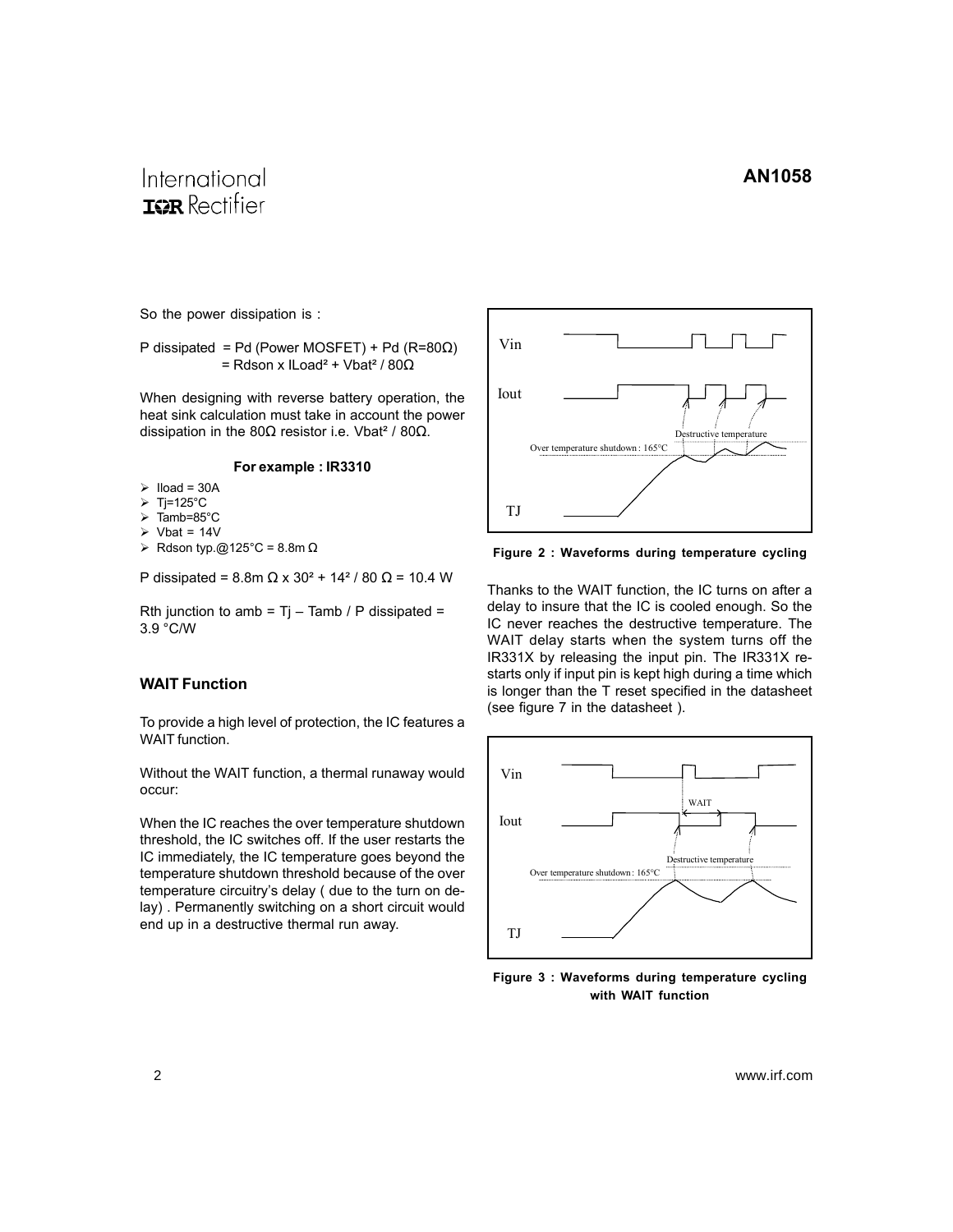So the power dissipation is :

P dissipated = Pd (Power MOSFET) + Pd (R=80Ω)
= Rdson x ILoad² + Vbat² / 80Ω

When designing with reverse battery operation, the heat sink calculation must take in account the power dissipation in the 80Ω resistor i.e. Vbat² / 80Ω.

**For example : IR3310**

- Iload = 30A
- Tj=125°C
- Tamb=85°C
- Vbat = 14V
- Rdson typ.@125°C = 8.8m Ω

P dissipated = 8.8m Ω x 30² + 14² / 80 Ω = 10.4 W

Rth junction to amb = Tj – Tamb / P dissipated = 3.9 °C/W

### WAIT Function

To provide a high level of protection, the IC features a WAIT function.

Without the WAIT function, a thermal runaway would occur:

When the IC reaches the over temperature shutdown threshold, the IC switches off. If the user restarts the IC immediately, the IC temperature goes beyond the temperature shutdown threshold because of the over temperature circuitry's delay ( due to the turn on delay) . Permanently switching on a short circuit would end up in a destructive thermal run away.

**Figure 2 : Waveforms during temperature cycling**

Thanks to the WAIT function, the IC turns on after a delay to insure that the IC is cooled enough. So the IC never reaches the destructive temperature. The WAIT delay starts when the system turns off the IR331X by releasing the input pin. The IR331X restarts only if input pin is kept high during a time which is longer than the T reset specified in the datasheet (see figure 7 in the datasheet ).

**Figure 3 : Waveforms during temperature cycling with WAIT function**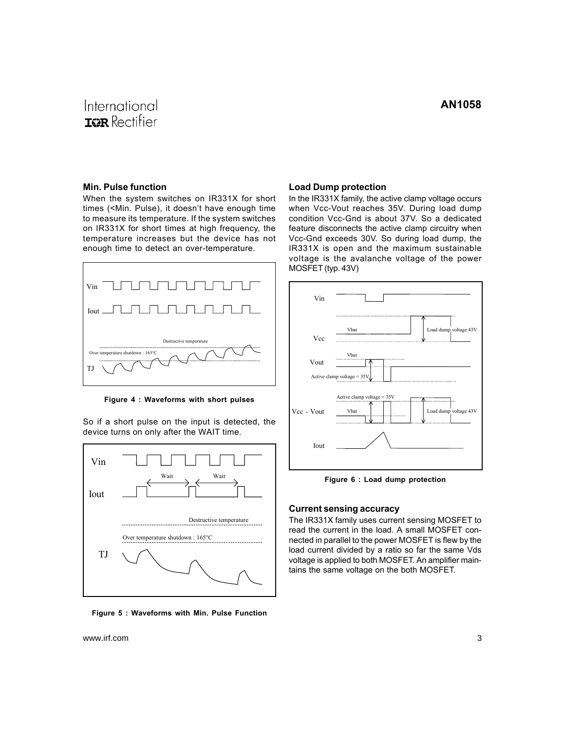### Min. Pulse function

When the system switches on IR331X for short times (<Min. Pulse), it doesn't have enough time to measure its temperature. If the system switches on IR331X for short times at high frequency, the temperature increases but the device has not enough time to detect an over-temperature.

Figure 4 : Waveforms with short pulses

So if a short pulse on the input is detected, the device turns on only after the WAIT time.

Figure 5 : Waveforms with Min. Pulse Function

### Load Dump protection

In the IR331X family, the active clamp voltage occurs when Vcc-Vout reaches 35V. During load dump condition Vcc-Gnd is about 37V. So a dedicated feature disconnects the active clamp circuitry when Vcc-Gnd exceeds 30V. So during load dump, the IR331X is open and the maximum sustainable voltage is the avalanche voltage of the power MOSFET (typ. 43V)

Figure 6 : Load dump protection

### Current sensing accuracy

The IR331X family uses current sensing MOSFET to read the current in the load. A small MOSFET connected in parallel to the power MOSFET is flew by the load current divided by a ratio so far the same Vds voltage is applied to both MOSFET. An amplifier maintains the same voltage on the both MOSFET.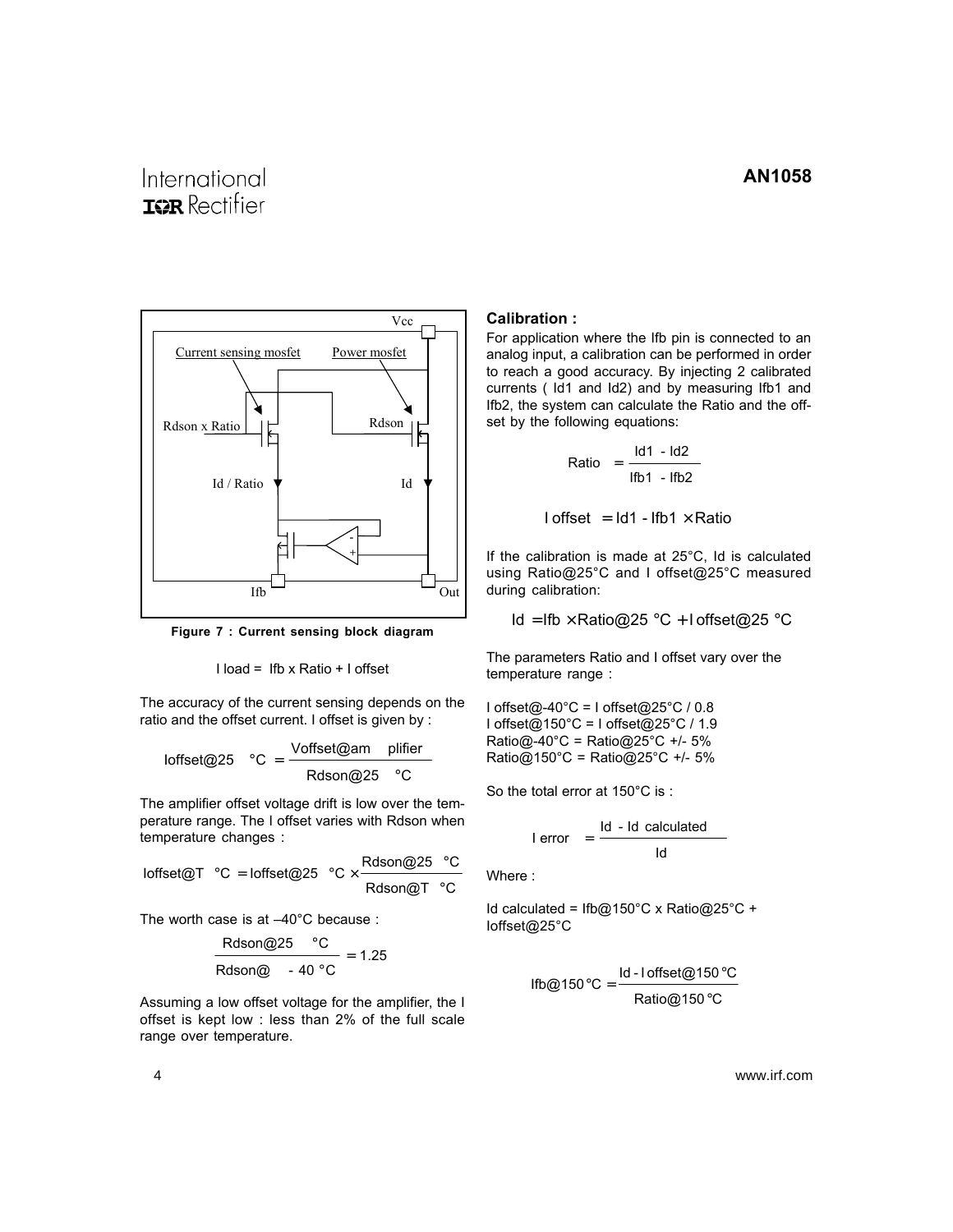Figure 7 : Current sensing block diagram

$$I\,load = Ifb \times Ratio + I\,offset$$

The accuracy of the current sensing depends on the ratio and the offset current. I offset is given by :

$$Ioffset@25\ °C = \frac{Voffset@amplifier}{Rdson@25\ °C}$$

The amplifier offset voltage drift is low over the temperature range. The I offset varies with Rdson when temperature changes :

$$Ioffset@T\ °C = Ioffset@25\ °C \times \frac{Rdson@25\ °C}{Rdson@T\ °C}$$

The worth case is at –40°C because :

$$\frac{Rdson@25\ °C}{Rdson@-40\ °C} = 1.25$$

Assuming a low offset voltage for the amplifier, the I offset is kept low : less than 2% of the full scale range over temperature.

**Calibration :**

For application where the Ifb pin is connected to an analog input, a calibration can be performed in order to reach a good accuracy. By injecting 2 calibrated currents ( Id1 and Id2) and by measuring Ifb1 and Ifb2, the system can calculate the Ratio and the offset by the following equations:

$$Ratio = \frac{Id1 - Id2}{Ifb1 - Ifb2}$$

$$I\,offset = Id1 - Ifb1 \times Ratio$$

If the calibration is made at 25°C, Id is calculated using Ratio@25°C and I offset@25°C measured during calibration:

$$Id = Ifb \times Ratio@25\ °C + I\,offset@25\ °C$$

The parameters Ratio and I offset vary over the temperature range :

I offset@-40°C = I offset@25°C / 0.8
I offset@150°C = I offset@25°C / 1.9
Ratio@-40°C = Ratio@25°C +/- 5%
Ratio@150°C = Ratio@25°C +/- 5%

So the total error at 150°C is :

$$I\,error = \frac{Id - Id\ calculated}{Id}$$

Where :

Id calculated = Ifb@150°C x Ratio@25°C + Ioffset@25°C

$$Ifb@150\,°C = \frac{Id - I\,offset@150\,°C}{Ratio@150\,°C}$$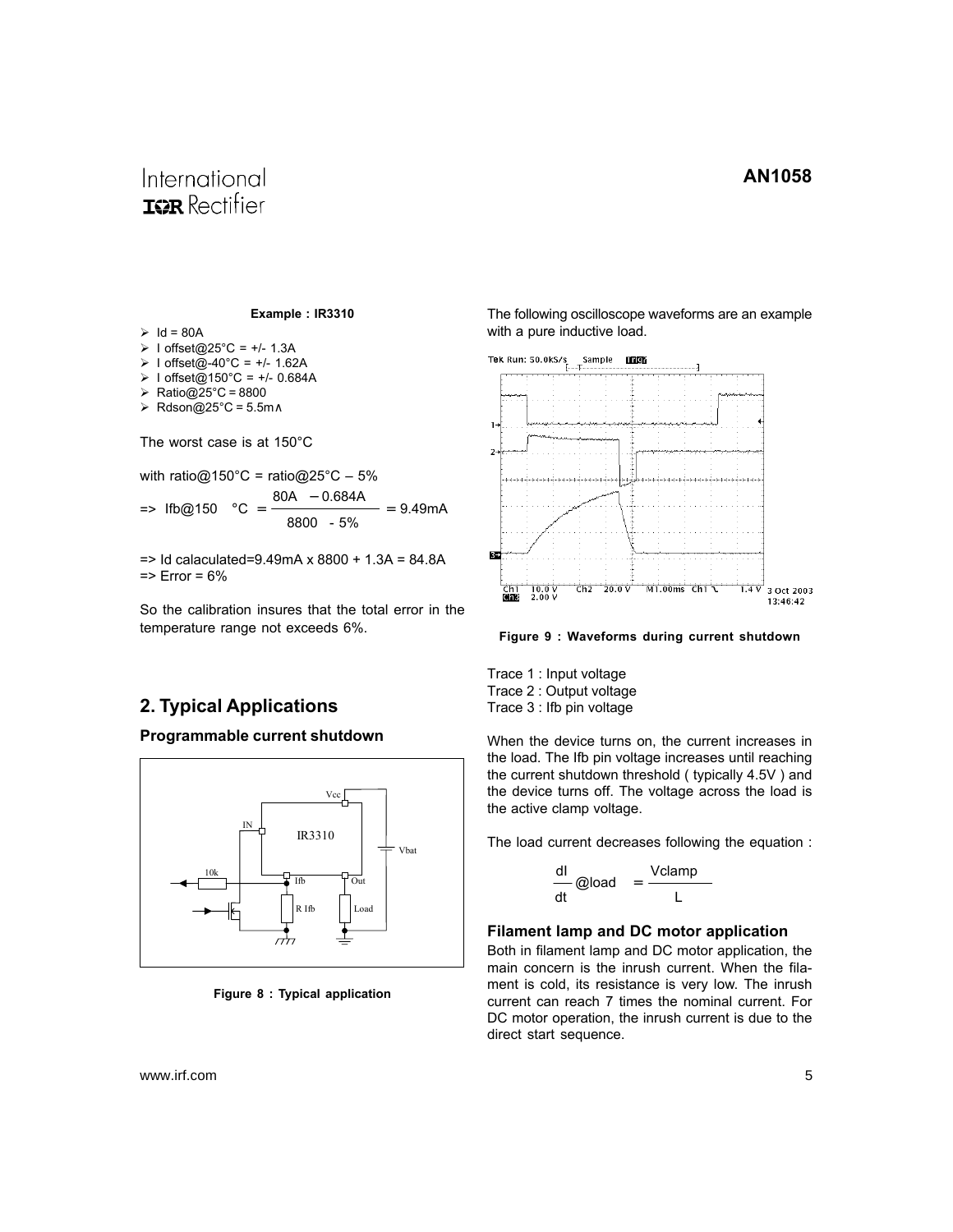**Example : IR3310**

- Id = 80A
- I offset@25°C = +/- 1.3A
- I offset@-40°C = +/- 1.62A
- I offset@150°C = +/- 0.684A
- Ratio@25°C = 8800
- Rdson@25°C = 5.5mΩ

The worst case is at 150°C

with ratio@150°C = ratio@25°C – 5%

$$\Rightarrow \; Ifb@150°C = \frac{80A - 0.684A}{8800 - 5\%} = 9.49mA$$

=> Id calaculated=9.49mA x 8800 + 1.3A = 84.8A
=> Error = 6%

So the calibration insures that the total error in the temperature range not exceeds 6%.

## 2. Typical Applications

### Programmable current shutdown

Figure 8 : Typical application

The following oscilloscope waveforms are an example with a pure inductive load.

Figure 9 : Waveforms during current shutdown

Trace 1 : Input voltage
Trace 2 : Output voltage
Trace 3 : Ifb pin voltage

When the device turns on, the current increases in the load. The Ifb pin voltage increases until reaching the current shutdown threshold ( typically 4.5V ) and the device turns off. The voltage across the load is the active clamp voltage.

The load current decreases following the equation :

$$\frac{dI}{dt}@load = \frac{Vclamp}{L}$$

### Filament lamp and DC motor application

Both in filament lamp and DC motor application, the main concern is the inrush current. When the filament is cold, its resistance is very low. The inrush current can reach 7 times the nominal current. For DC motor operation, the inrush current is due to the direct start sequence.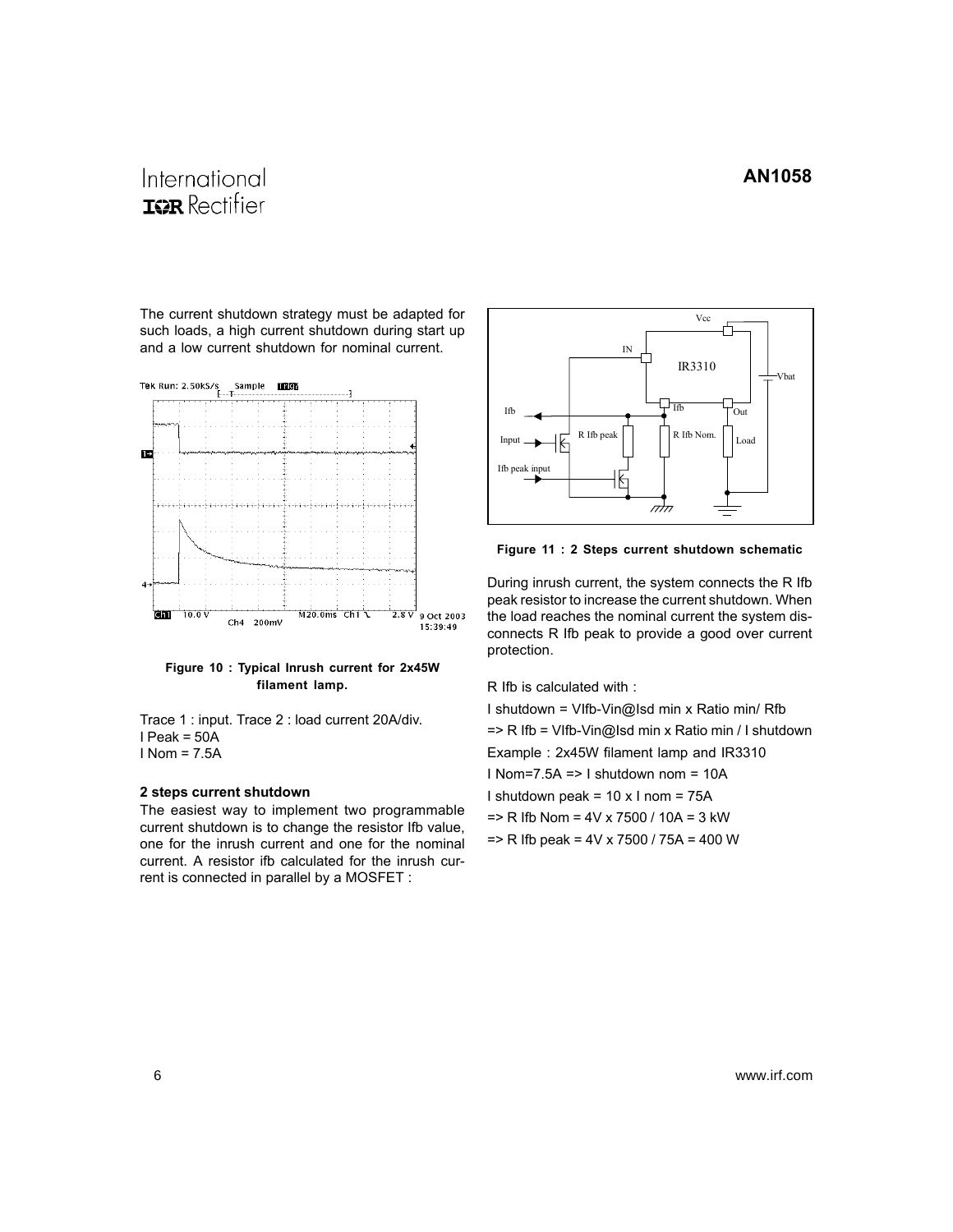The current shutdown strategy must be adapted for such loads, a high current shutdown during start up and a low current shutdown for nominal current.

**Figure 10 : Typical Inrush current for 2x45W filament lamp.**

Trace 1 : input. Trace 2 : load current 20A/div.
I Peak = 50A
I Nom = 7.5A

### 2 steps current shutdown

The easiest way to implement two programmable current shutdown is to change the resistor Ifb value, one for the inrush current and one for the nominal current. A resistor ifb calculated for the inrush current is connected in parallel by a MOSFET :

**Figure 11 : 2 Steps current shutdown schematic**

During inrush current, the system connects the R Ifb peak resistor to increase the current shutdown. When the load reaches the nominal current the system disconnects R Ifb peak to provide a good over current protection.

R Ifb is calculated with :

I shutdown = VIfb-Vin@Isd min x Ratio min/ Rfb

=> R Ifb = VIfb-Vin@Isd min x Ratio min / I shutdown

Example : 2x45W filament lamp and IR3310

I Nom=7.5A => I shutdown nom = 10A

I shutdown peak = 10 x I nom = 75A

=> R Ifb Nom = 4V x 7500 / 10A = 3 kW

=> R Ifb peak = 4V x 7500 / 75A = 400 W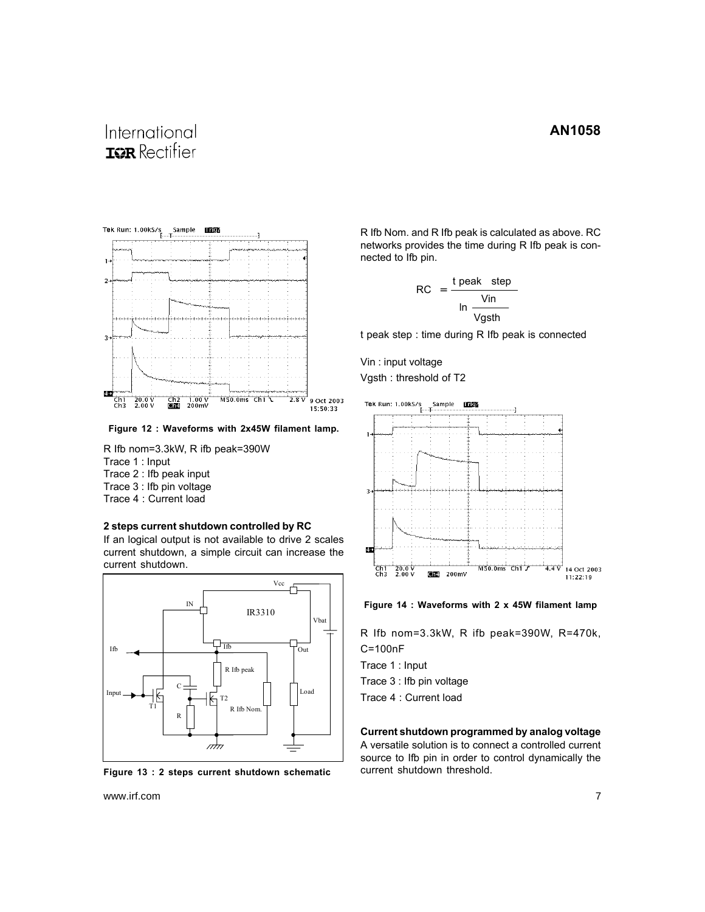Figure 12 : Waveforms with 2x45W filament lamp.

R Ifb nom=3.3kW, R ifb peak=390W
Trace 1 : Input
Trace 2 : Ifb peak input
Trace 3 : Ifb pin voltage
Trace 4 : Current load

**2 steps current shutdown controlled by RC**

If an logical output is not available to drive 2 scales current shutdown, a simple circuit can increase the current shutdown.

Figure 13 : 2 steps current shutdown schematic

R Ifb Nom. and R Ifb peak is calculated as above. RC networks provides the time during R Ifb peak is connected to Ifb pin.

$$RC = \frac{t\ peak\ \ step}{\ln \frac{Vin}{Vgsth}}$$

t peak step : time during R Ifb peak is connected

Vin : input voltage

Vgsth : threshold of T2

Figure 14 : Waveforms with 2 x 45W filament lamp

R Ifb nom=3.3kW, R ifb peak=390W, R=470k, C=100nF
Trace 1 : Input
Trace 3 : Ifb pin voltage
Trace 4 : Current load

**Current shutdown programmed by analog voltage**

A versatile solution is to connect a controlled current source to Ifb pin in order to control dynamically the current shutdown threshold.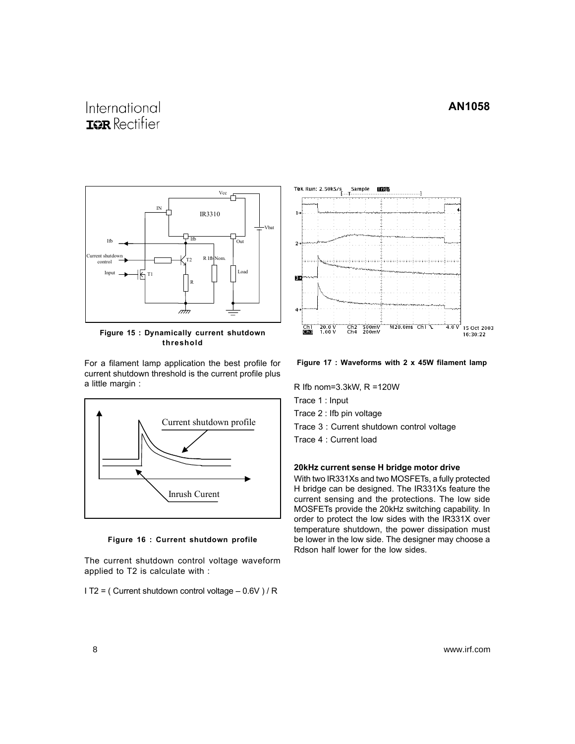Figure 15 : Dynamically current shutdown threshold

For a filament lamp application the best profile for current shutdown threshold is the current profile plus a little margin :

Figure 16 : Current shutdown profile

The current shutdown control voltage waveform applied to T2 is calculate with :

I T2 = ( Current shutdown control voltage – 0.6V ) / R

Figure 17 : Waveforms with 2 x 45W filament lamp

R Ifb nom=3.3kW, R =120W

Trace 1 : Input

Trace 2 : Ifb pin voltage

Trace 3 : Current shutdown control voltage

Trace 4 : Current load

**20kHz current sense H bridge motor drive**

With two IR331Xs and two MOSFETs, a fully protected H bridge can be designed. The IR331Xs feature the current sensing and the protections. The low side MOSFETs provide the 20kHz switching capability. In order to protect the low sides with the IR331X over temperature shutdown, the power dissipation must be lower in the low side. The designer may choose a Rdson half lower for the low sides.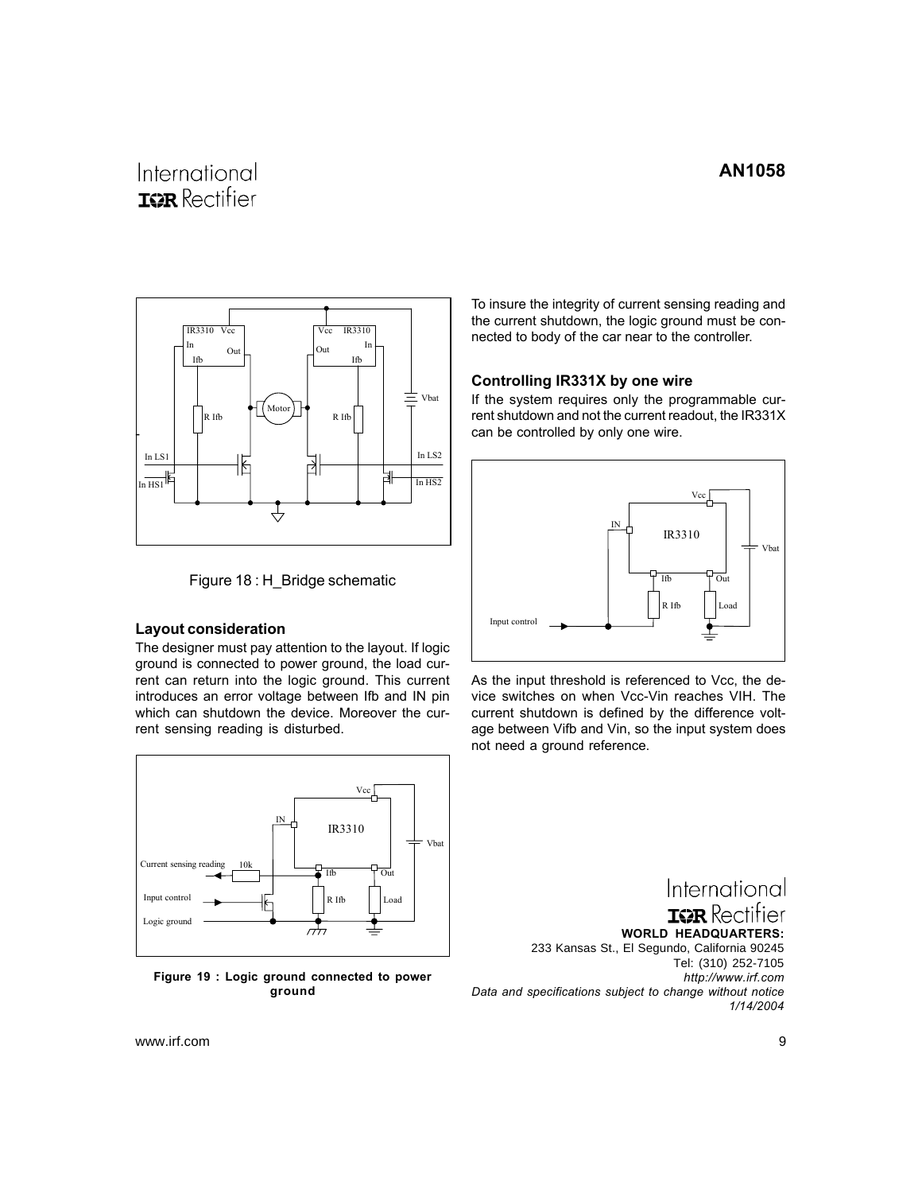IR3310 Vcc
In
Out
Ifb
Vcc IR3310
In
Out
Ifb
Motor
R Ifb
R Ifb
Vbat
In LS1
In HS1
In LS2
In HS2

Figure 18 : H_Bridge schematic

### Layout consideration

The designer must pay attention to the layout. If logic ground is connected to power ground, the load current can return into the logic ground. This current introduces an error voltage between Ifb and IN pin which can shutdown the device. Moreover the current sensing reading is disturbed.

Vcc
IN
IR3310
Vbat
Current sensing reading
10k
Ifb
Out
Input control
R Ifb
Load
Logic ground

**Figure 19 : Logic ground connected to power ground**

To insure the integrity of current sensing reading and the current shutdown, the logic ground must be connected to body of the car near to the controller.

### Controlling IR331X by one wire

If the system requires only the programmable current shutdown and not the current readout, the IR331X can be controlled by only one wire.

Vcc
IN
IR3310
Vbat
Ifb
Out
R Ifb
Load
Input control

As the input threshold is referenced to Vcc, the device switches on when Vcc-Vin reaches VIH. The current shutdown is defined by the difference voltage between Vifb and Vin, so the input system does not need a ground reference.

International
IOR Rectifier
**WORLD HEADQUARTERS:**
233 Kansas St., El Segundo, California 90245
Tel: (310) 252-7105
*http://www.irf.com*
*Data and specifications subject to change without notice*
*1/14/2004*